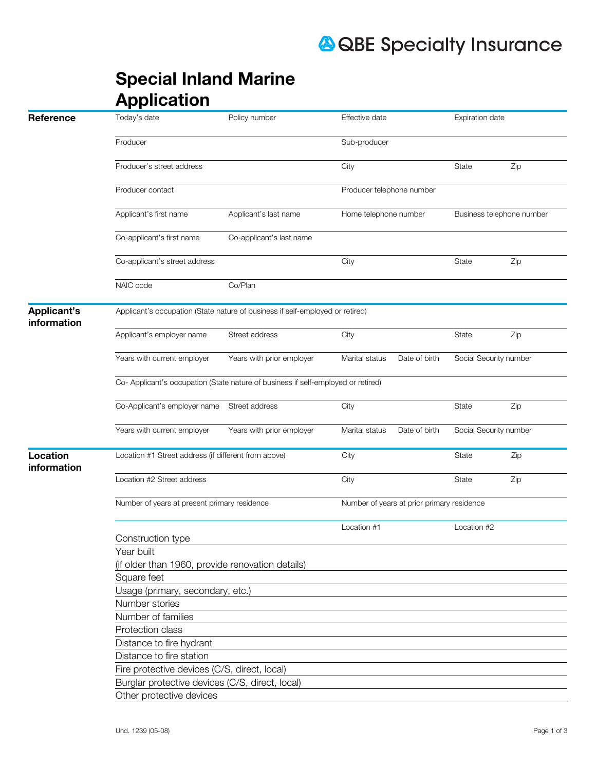QBE Specialty Insurance

# Special Inland Marine Application

## Reference

| Today's date | Policy number | Effective date | Expiration date | |
|---|---|---|---|---|
| Producer | | Sub-producer | | |
| Producer's street address | | City | State | Zip |
| Producer contact | | Producer telephone number | | |
| Applicant's first name | Applicant's last name | Home telephone number | Business telephone number | |
| Co-applicant's first name | Co-applicant's last name | | | |
| Co-applicant's street address | | City | State | Zip |
| NAIC code | Co/Plan | | | |

## Applicant's information

| Applicant's occupation (State nature of business if self-employed or retired) | | | | | |
|---|---|---|---|---|---|
| Applicant's employer name | Street address | City | | State | Zip |
| Years with current employer | Years with prior employer | Marital status | Date of birth | Social Security number | |
| Co- Applicant's occupation (State nature of business if self-employed or retired) | | | | | |
| Co-Applicant's employer name | Street address | City | | State | Zip |
| Years with current employer | Years with prior employer | Marital status | Date of birth | Social Security number | |

## Location information

| Location #1 Street address (if different from above) | City | State | Zip |
|---|---|---|---|
| Location #2 Street address | City | State | Zip |
| Number of years at present primary residence | Number of years at prior primary residence | | |

| | Location #1 | Location #2 |
|---|---|---|
| Construction type | | |
| Year built (if older than 1960, provide renovation details) | | |
| Square feet | | |
| Usage (primary, secondary, etc.) | | |
| Number stories | | |
| Number of families | | |
| Protection class | | |
| Distance to fire hydrant | | |
| Distance to fire station | | |
| Fire protective devices (C/S, direct, local) | | |
| Burglar protective devices (C/S, direct, local) | | |
| Other protective devices | | |

Und. 1239 (05-08)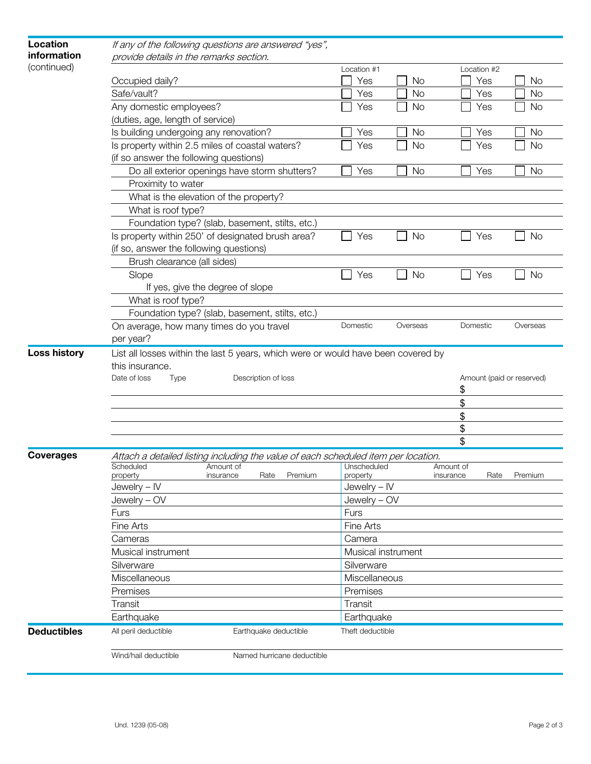## Location information (continued)

*If any of the following questions are answered "yes", provide details in the remarks section.*

| | Location #1 | | Location #2 | |
|---|---|---|---|---|
| Occupied daily? | ☐ Yes | ☐ No | ☐ Yes | ☐ No |
| Safe/vault? | ☐ Yes | ☐ No | ☐ Yes | ☐ No |
| Any domestic employees? (duties, age, length of service) | ☐ Yes | ☐ No | ☐ Yes | ☐ No |
| Is building undergoing any renovation? | ☐ Yes | ☐ No | ☐ Yes | ☐ No |
| Is property within 2.5 miles of coastal waters? (if so answer the following questions) | ☐ Yes | ☐ No | ☐ Yes | ☐ No |
| Do all exterior openings have storm shutters? | ☐ Yes | ☐ No | ☐ Yes | ☐ No |
| Proximity to water | | | | |
| What is the elevation of the property? | | | | |
| What is roof type? | | | | |
| Foundation type? (slab, basement, stilts, etc.) | | | | |
| Is property within 250' of designated brush area? (if so, answer the following questions) | ☐ Yes | ☐ No | ☐ Yes | ☐ No |
| Brush clearance (all sides) | | | | |
| Slope<br>If yes, give the degree of slope | ☐ Yes | ☐ No | ☐ Yes | ☐ No |
| What is roof type? | | | | |
| Foundation type? (slab, basement, stilts, etc.) | | | | |
| On average, how many times do you travel per year? | Domestic | Overseas | Domestic | Overseas |

## Loss history

List all losses within the last 5 years, which were or would have been covered by this insurance.

| Date of loss | Type | Description of loss | Amount (paid or reserved) |
|---|---|---|---|
| | | | $ |
| | | | $ |
| | | | $ |
| | | | $ |
| | | | $ |

## Coverages

*Attach a detailed listing including the value of each scheduled item per location.*

| Scheduled property | Amount of insurance | Rate | Premium | Unscheduled property | Amount of insurance | Rate | Premium |
|---|---|---|---|---|---|---|---|
| Jewelry – IV | | | | Jewelry – IV | | | |
| Jewelry – OV | | | | Jewelry – OV | | | |
| Furs | | | | Furs | | | |
| Fine Arts | | | | Fine Arts | | | |
| Cameras | | | | Camera | | | |
| Musical instrument | | | | Musical instrument | | | |
| Silverware | | | | Silverware | | | |
| Miscellaneous | | | | Miscellaneous | | | |
| Premises | | | | Premises | | | |
| Transit | | | | Transit | | | |
| Earthquake | | | | Earthquake | | | |

## Deductibles

| All peril deductible | Earthquake deductible | Theft deductible |
|---|---|---|
| Wind/hail deductible | Named hurricane deductible | |

Und. 1239 (05-08)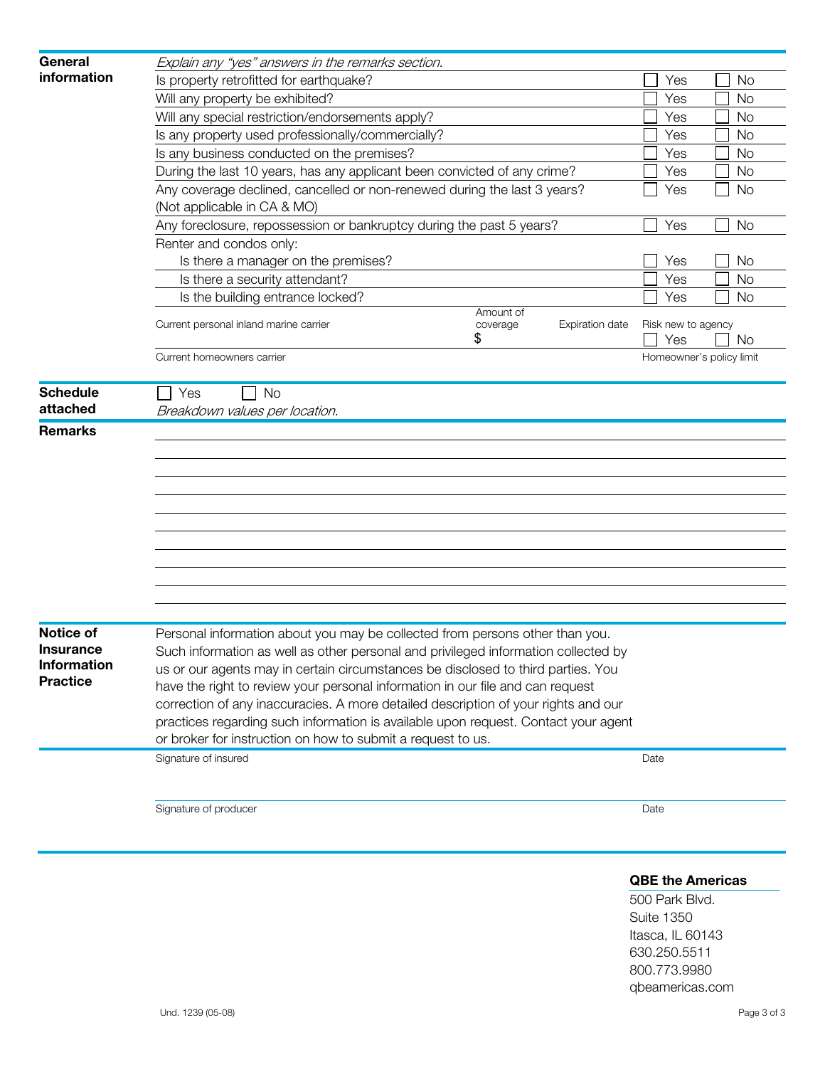## General information

*Explain any "yes" answers in the remarks section.*

| | | |
|---|---|---|
| Is property retrofitted for earthquake? | ☐ Yes | ☐ No |
| Will any property be exhibited? | ☐ Yes | ☐ No |
| Will any special restriction/endorsements apply? | ☐ Yes | ☐ No |
| Is any property used professionally/commercially? | ☐ Yes | ☐ No |
| Is any business conducted on the premises? | ☐ Yes | ☐ No |
| During the last 10 years, has any applicant been convicted of any crime? | ☐ Yes | ☐ No |
| Any coverage declined, cancelled or non-renewed during the last 3 years? (Not applicable in CA & MO) | ☐ Yes | ☐ No |
| Any foreclosure, repossession or bankruptcy during the past 5 years? | ☐ Yes | ☐ No |
| Renter and condos only: | | |
| Is there a manager on the premises? | ☐ Yes | ☐ No |
| Is there a security attendant? | ☐ Yes | ☐ No |
| Is the building entrance locked? | ☐ Yes | ☐ No |

| Current personal inland marine carrier | Amount of coverage | Expiration date | Risk new to agency |
|---|---|---|---|
| | $ | | ☐ Yes ☐ No |

| Current homeowners carrier | Homeowner's policy limit |
|---|---|
| | |

## Schedule attached

☐ Yes ☐ No

*Breakdown values per location.*

## Remarks

## Notice of Insurance Information Practice

Personal information about you may be collected from persons other than you. Such information as well as other personal and privileged information collected by us or our agents may in certain circumstances be disclosed to third parties. You have the right to review your personal information in our file and can request correction of any inaccuracies. A more detailed description of your rights and our practices regarding such information is available upon request. Contact your agent or broker for instruction on how to submit a request to us.

| Signature of insured | Date |
|---|---|
| | |

| Signature of producer | Date |
|---|---|
| | |

**QBE the Americas**
500 Park Blvd.
Suite 1350
Itasca, IL 60143
630.250.5511
800.773.9980
qbeamericas.com

Und. 1239 (05-08)